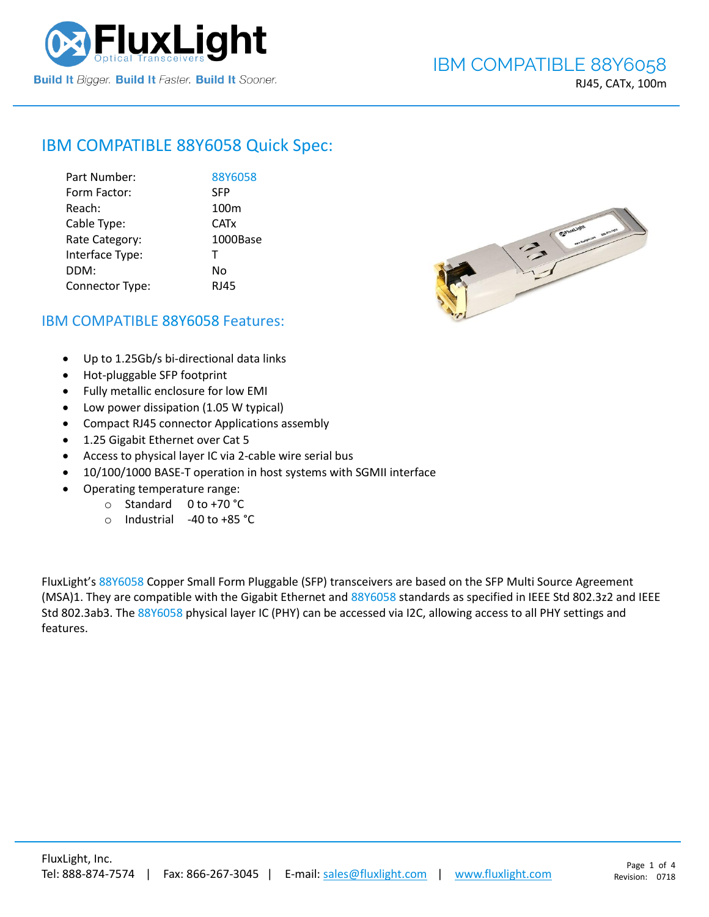# IBM COMPATIBLE 88Y6058

RJ45, CATx, 100m

## IBM COMPATIBLE 88Y6058 Quick Spec:

| | |
|---|---|
| Part Number: | 88Y6058 |
| Form Factor: | SFP |
| Reach: | 100m |
| Cable Type: | CATx |
| Rate Category: | 1000Base |
| Interface Type: | T |
| DDM: | No |
| Connector Type: | RJ45 |

## IBM COMPATIBLE 88Y6058 Features:

- Up to 1.25Gb/s bi-directional data links
- Hot-pluggable SFP footprint
- Fully metallic enclosure for low EMI
- Low power dissipation (1.05 W typical)
- Compact RJ45 connector Applications assembly
- 1.25 Gigabit Ethernet over Cat 5
- Access to physical layer IC via 2-cable wire serial bus
- 10/100/1000 BASE-T operation in host systems with SGMII interface
- Operating temperature range:
  - Standard 0 to +70 °C
  - Industrial -40 to +85 °C

FluxLight's 88Y6058 Copper Small Form Pluggable (SFP) transceivers are based on the SFP Multi Source Agreement (MSA)1. They are compatible with the Gigabit Ethernet and 88Y6058 standards as specified in IEEE Std 802.3z2 and IEEE Std 802.3ab3. The 88Y6058 physical layer IC (PHY) can be accessed via I2C, allowing access to all PHY settings and features.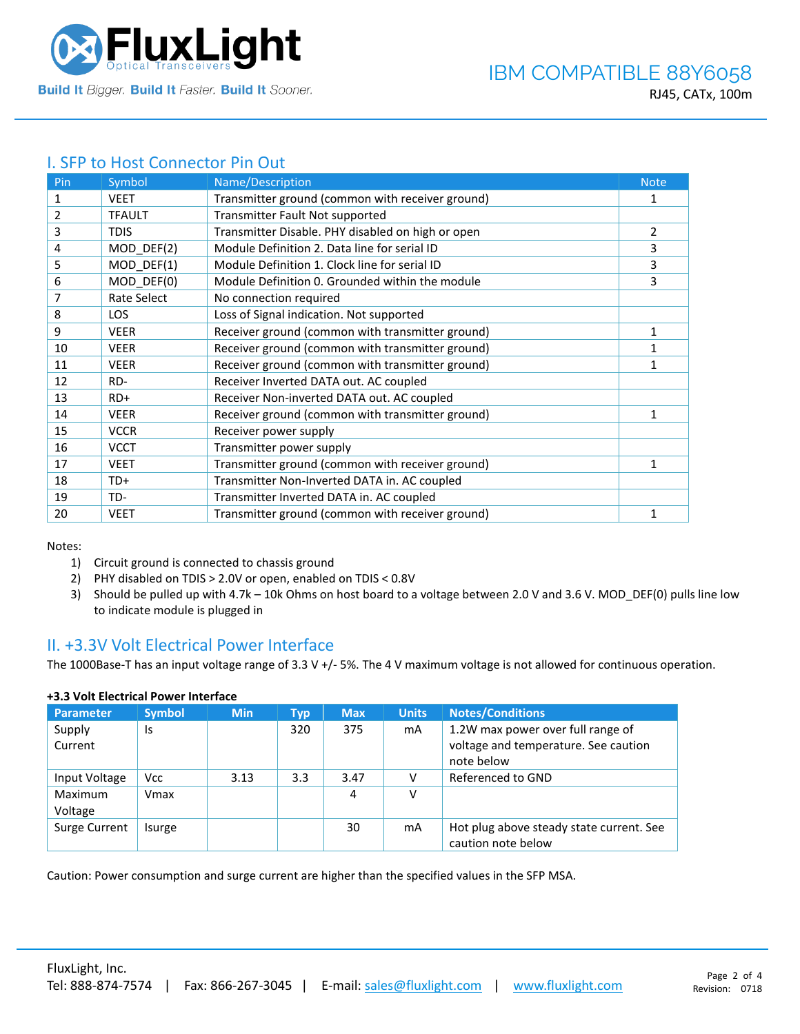## I. SFP to Host Connector Pin Out

| Pin | Symbol | Name/Description | Note |
|---|---|---|---|
| 1 | VEET | Transmitter ground (common with receiver ground) | 1 |
| 2 | TFAULT | Transmitter Fault Not supported | |
| 3 | TDIS | Transmitter Disable. PHY disabled on high or open | 2 |
| 4 | MOD_DEF(2) | Module Definition 2. Data line for serial ID | 3 |
| 5 | MOD_DEF(1) | Module Definition 1. Clock line for serial ID | 3 |
| 6 | MOD_DEF(0) | Module Definition 0. Grounded within the module | 3 |
| 7 | Rate Select | No connection required | |
| 8 | LOS | Loss of Signal indication. Not supported | |
| 9 | VEER | Receiver ground (common with transmitter ground) | 1 |
| 10 | VEER | Receiver ground (common with transmitter ground) | 1 |
| 11 | VEER | Receiver ground (common with transmitter ground) | 1 |
| 12 | RD- | Receiver Inverted DATA out. AC coupled | |
| 13 | RD+ | Receiver Non-inverted DATA out. AC coupled | |
| 14 | VEER | Receiver ground (common with transmitter ground) | 1 |
| 15 | VCCR | Receiver power supply | |
| 16 | VCCT | Transmitter power supply | |
| 17 | VEET | Transmitter ground (common with receiver ground) | 1 |
| 18 | TD+ | Transmitter Non-Inverted DATA in. AC coupled | |
| 19 | TD- | Transmitter Inverted DATA in. AC coupled | |
| 20 | VEET | Transmitter ground (common with receiver ground) | 1 |

Notes:

1) Circuit ground is connected to chassis ground
2) PHY disabled on TDIS > 2.0V or open, enabled on TDIS < 0.8V
3) Should be pulled up with 4.7k – 10k Ohms on host board to a voltage between 2.0 V and 3.6 V. MOD_DEF(0) pulls line low to indicate module is plugged in

## II. +3.3V Volt Electrical Power Interface

The 1000Base-T has an input voltage range of 3.3 V +/- 5%. The 4 V maximum voltage is not allowed for continuous operation.

**+3.3 Volt Electrical Power Interface**

| Parameter | Symbol | Min | Typ | Max | Units | Notes/Conditions |
|---|---|---|---|---|---|---|
| Supply Current | Is | | 320 | 375 | mA | 1.2W max power over full range of voltage and temperature. See caution note below |
| Input Voltage | Vcc | 3.13 | 3.3 | 3.47 | V | Referenced to GND |
| Maximum Voltage | Vmax | | | 4 | V | |
| Surge Current | Isurge | | | 30 | mA | Hot plug above steady state current. See caution note below |

Caution: Power consumption and surge current are higher than the specified values in the SFP MSA.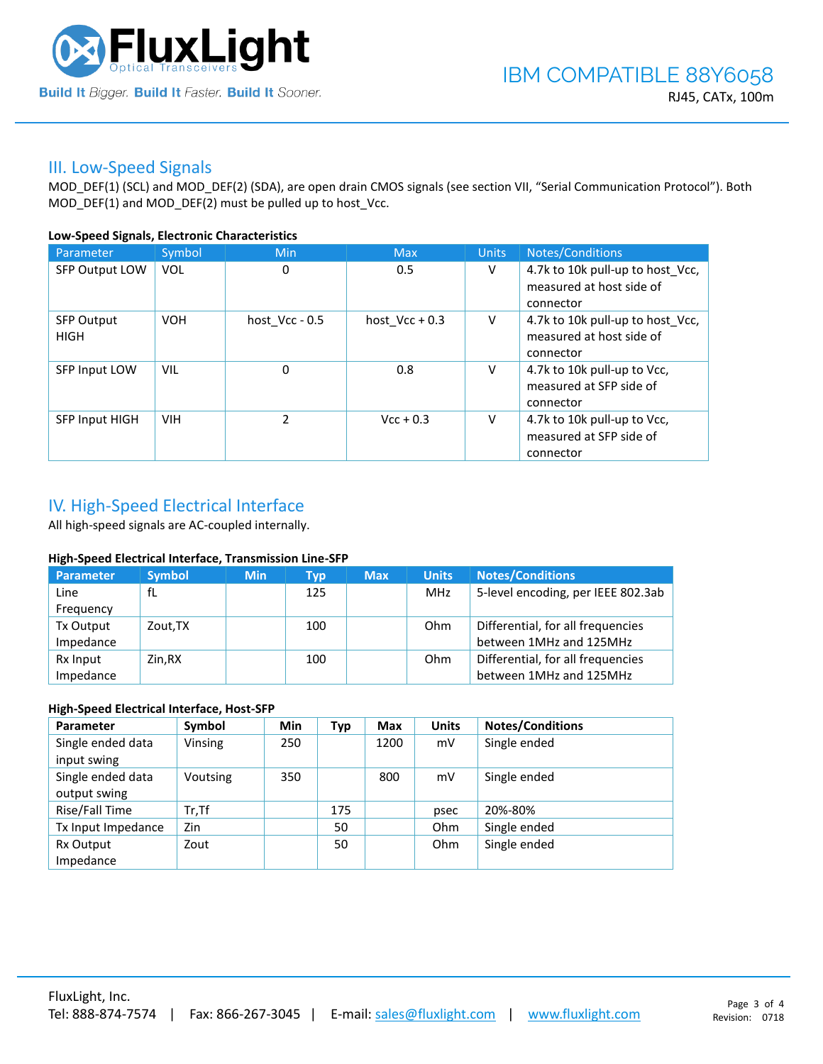## III. Low-Speed Signals

MOD_DEF(1) (SCL) and MOD_DEF(2) (SDA), are open drain CMOS signals (see section VII, "Serial Communication Protocol"). Both MOD_DEF(1) and MOD_DEF(2) must be pulled up to host_Vcc.

**Low-Speed Signals, Electronic Characteristics**

| Parameter | Symbol | Min | Max | Units | Notes/Conditions |
|---|---|---|---|---|---|
| SFP Output LOW | VOL | 0 | 0.5 | V | 4.7k to 10k pull-up to host_Vcc, measured at host side of connector |
| SFP Output HIGH | VOH | host_Vcc - 0.5 | host_Vcc + 0.3 | V | 4.7k to 10k pull-up to host_Vcc, measured at host side of connector |
| SFP Input LOW | VIL | 0 | 0.8 | V | 4.7k to 10k pull-up to Vcc, measured at SFP side of connector |
| SFP Input HIGH | VIH | 2 | Vcc + 0.3 | V | 4.7k to 10k pull-up to Vcc, measured at SFP side of connector |

## IV. High-Speed Electrical Interface

All high-speed signals are AC-coupled internally.

**High-Speed Electrical Interface, Transmission Line-SFP**

| Parameter | Symbol | Min | Typ | Max | Units | Notes/Conditions |
|---|---|---|---|---|---|---|
| Line Frequency | fL | | 125 | | MHz | 5-level encoding, per IEEE 802.3ab |
| Tx Output Impedance | Zout,TX | | 100 | | Ohm | Differential, for all frequencies between 1MHz and 125MHz |
| Rx Input Impedance | Zin,RX | | 100 | | Ohm | Differential, for all frequencies between 1MHz and 125MHz |

**High-Speed Electrical Interface, Host-SFP**

| Parameter | Symbol | Min | Typ | Max | Units | Notes/Conditions |
|---|---|---|---|---|---|---|
| Single ended data input swing | Vinsing | 250 | | 1200 | mV | Single ended |
| Single ended data output swing | Voutsing | 350 | | 800 | mV | Single ended |
| Rise/Fall Time | Tr,Tf | | 175 | | psec | 20%-80% |
| Tx Input Impedance | Zin | | 50 | | Ohm | Single ended |
| Rx Output Impedance | Zout | | 50 | | Ohm | Single ended |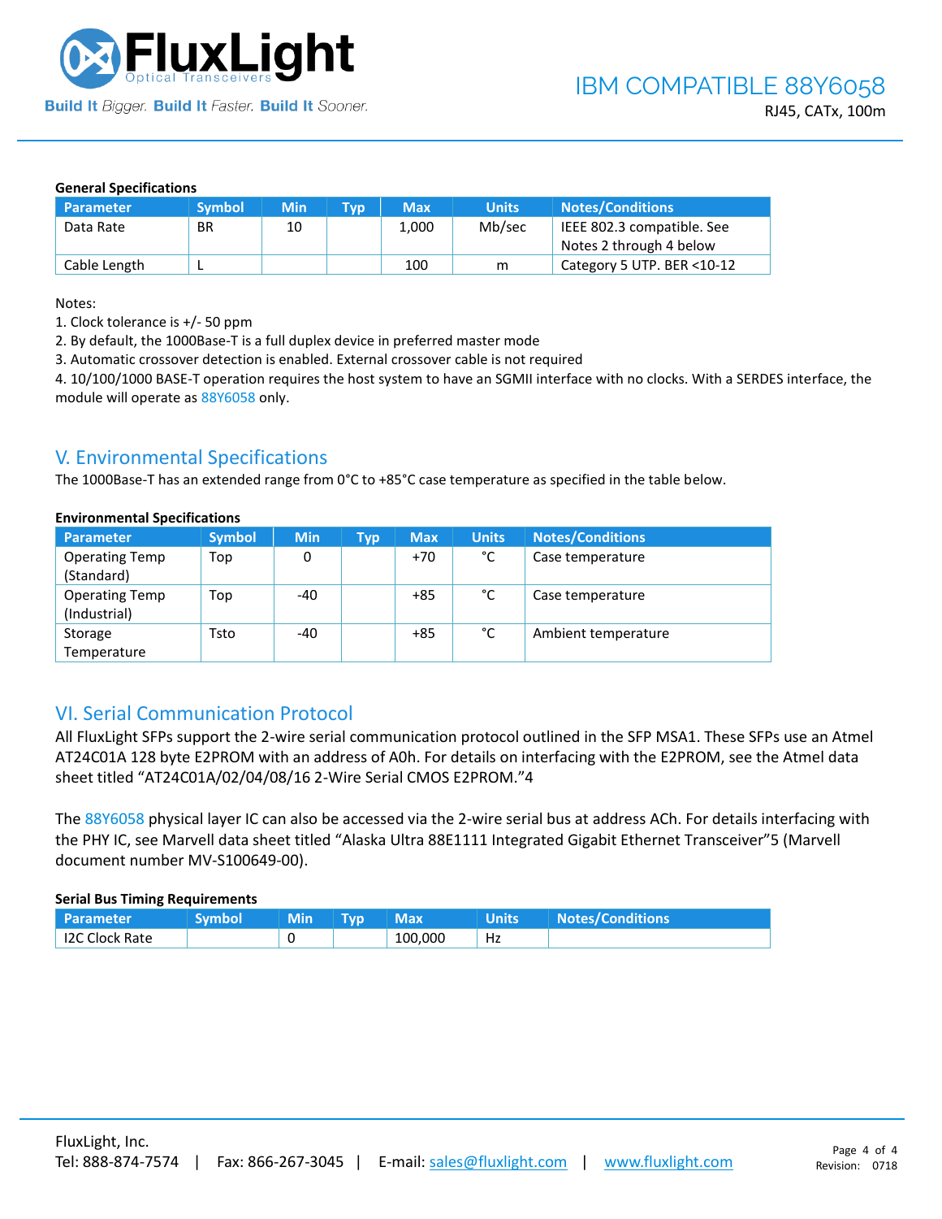**General Specifications**

| Parameter | Symbol | Min | Typ | Max | Units | Notes/Conditions |
|---|---|---|---|---|---|---|
| Data Rate | BR | 10 | | 1,000 | Mb/sec | IEEE 802.3 compatible. See Notes 2 through 4 below |
| Cable Length | L | | | 100 | m | Category 5 UTP. BER <10-12 |

Notes:

1. Clock tolerance is +/- 50 ppm
2. By default, the 1000Base-T is a full duplex device in preferred master mode
3. Automatic crossover detection is enabled. External crossover cable is not required
4. 10/100/1000 BASE-T operation requires the host system to have an SGMII interface with no clocks. With a SERDES interface, the module will operate as 88Y6058 only.

## V. Environmental Specifications

The 1000Base-T has an extended range from 0°C to +85°C case temperature as specified in the table below.

**Environmental Specifications**

| Parameter | Symbol | Min | Typ | Max | Units | Notes/Conditions |
|---|---|---|---|---|---|---|
| Operating Temp (Standard) | Top | 0 | | +70 | °C | Case temperature |
| Operating Temp (Industrial) | Top | -40 | | +85 | °C | Case temperature |
| Storage Temperature | Tsto | -40 | | +85 | °C | Ambient temperature |

## VI. Serial Communication Protocol

All FluxLight SFPs support the 2-wire serial communication protocol outlined in the SFP MSA1. These SFPs use an Atmel AT24C01A 128 byte E2PROM with an address of A0h. For details on interfacing with the E2PROM, see the Atmel data sheet titled "AT24C01A/02/04/08/16 2-Wire Serial CMOS E2PROM."4

The 88Y6058 physical layer IC can also be accessed via the 2-wire serial bus at address ACh. For details interfacing with the PHY IC, see Marvell data sheet titled "Alaska Ultra 88E1111 Integrated Gigabit Ethernet Transceiver"5 (Marvell document number MV-S100649-00).

**Serial Bus Timing Requirements**

| Parameter | Symbol | Min | Typ | Max | Units | Notes/Conditions |
|---|---|---|---|---|---|---|
| I2C Clock Rate | | 0 | | 100,000 | Hz | |